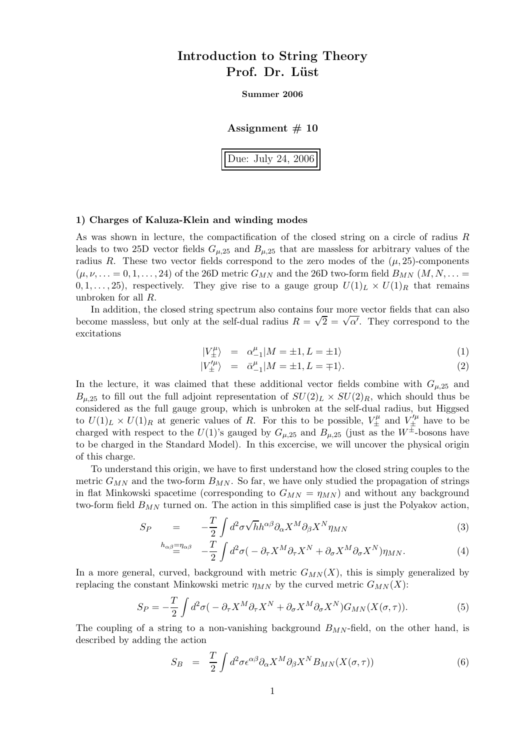# Introduction to String Theory
# Prof. Dr. Lüst

**Summer 2006**

**Assignment # 10**

Due: July 24, 2006

### 1) Charges of Kaluza-Klein and winding modes

As was shown in lecture, the compactification of the closed string on a circle of radius $R$ leads to two 25D vector fields $G_{\mu,25}$ and $B_{\mu,25}$ that are massless for arbitrary values of the radius $R$. These two vector fields correspond to the zero modes of the $(\mu, 25)$-components $(\mu, \nu, \ldots = 0, 1, \ldots, 24)$ of the 26D metric $G_{MN}$ and the 26D two-form field $B_{MN}$ $(M, N, \ldots = 0, 1, \ldots, 25)$, respectively. They give rise to a gauge group $U(1)_L \times U(1)_R$ that remains unbroken for all $R$.

In addition, the closed string spectrum also contains four more vector fields that can also become massless, but only at the self-dual radius $R = \sqrt{2} = \sqrt{\alpha'}$. They correspond to the excitations

$$|V_{\pm}^{\mu}\rangle = \alpha_{-1}^{\mu}|M = \pm 1, L = \pm 1\rangle \tag{1}$$

$$|V_{\pm}'^{\mu}\rangle = \bar{\alpha}_{-1}^{\mu}|M = \pm 1, L = \mp 1\rangle. \tag{2}$$

In the lecture, it was claimed that these additional vector fields combine with $G_{\mu,25}$ and $B_{\mu,25}$ to fill out the full adjoint representation of $SU(2)_L \times SU(2)_R$, which should thus be considered as the full gauge group, which is unbroken at the self-dual radius, but Higgsed to $U(1)_L \times U(1)_R$ at generic values of $R$. For this to be possible, $V_{\pm}^{\mu}$ and $V_{\pm}'^{\mu}$ have to be charged with respect to the $U(1)$'s gauged by $G_{\mu,25}$ and $B_{\mu,25}$ (just as the $W^{\pm}$-bosons have to be charged in the Standard Model). In this excercise, we will uncover the physical origin of this charge.

To understand this origin, we have to first understand how the closed string couples to the metric $G_{MN}$ and the two-form $B_{MN}$. So far, we have only studied the propagation of strings in flat Minkowski spacetime (corresponding to $G_{MN} = \eta_{MN}$) and without any background two-form field $B_{MN}$ turned on. The action in this simplified case is just the Polyakov action,

$$S_P = -\frac{T}{2}\int d^2\sigma\sqrt{h}h^{\alpha\beta}\partial_\alpha X^M \partial_\beta X^N \eta_{MN} \tag{3}$$

$$\overset{h_{\alpha\beta}=\eta_{\alpha\beta}}{=} -\frac{T}{2}\int d^2\sigma(-\partial_\tau X^M \partial_\tau X^N + \partial_\sigma X^M \partial_\sigma X^N)\eta_{MN}. \tag{4}$$

In a more general, curved, background with metric $G_{MN}(X)$, this is simply generalized by replacing the constant Minkowski metric $\eta_{MN}$ by the curved metric $G_{MN}(X)$:

$$S_P = -\frac{T}{2}\int d^2\sigma(-\partial_\tau X^M \partial_\tau X^N + \partial_\sigma X^M \partial_\sigma X^N)G_{MN}(X(\sigma, \tau)). \tag{5}$$

The coupling of a string to a non-vanishing background $B_{MN}$-field, on the other hand, is described by adding the action

$$S_B = \frac{T}{2}\int d^2\sigma\epsilon^{\alpha\beta}\partial_\alpha X^M \partial_\beta X^N B_{MN}(X(\sigma, \tau)) \tag{6}$$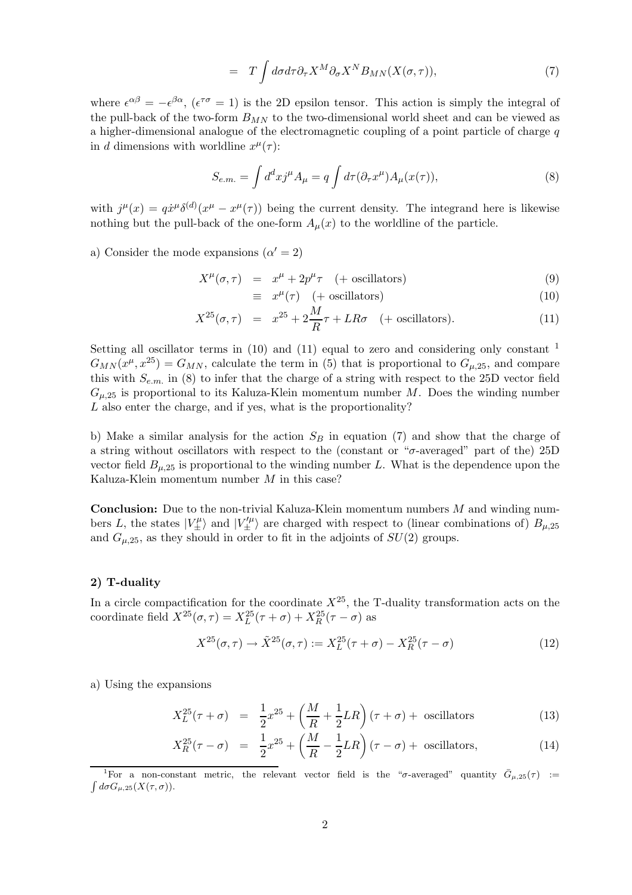$$= \quad T\int d\sigma d\tau \partial_\tau X^M \partial_\sigma X^N B_{MN}(X(\sigma,\tau)), \tag{7}$$

where $\epsilon^{\alpha\beta} = -\epsilon^{\beta\alpha}$, ($\epsilon^{\tau\sigma} = 1$) is the 2D epsilon tensor. This action is simply the integral of the pull-back of the two-form $B_{MN}$ to the two-dimensional world sheet and can be viewed as a higher-dimensional analogue of the electromagnetic coupling of a point particle of charge $q$ in $d$ dimensions with worldline $x^\mu(\tau)$:

$$S_{e.m.} = \int d^d x j^\mu A_\mu = q\int d\tau (\partial_\tau x^\mu) A_\mu(x(\tau)), \tag{8}$$

with $j^\mu(x) = q\dot{x}^\mu \delta^{(d)}(x^\mu - x^\mu(\tau))$ being the current density. The integrand here is likewise nothing but the pull-back of the one-form $A_\mu(x)$ to the worldline of the particle.

a) Consider the mode expansions ($\alpha' = 2$)

$$\begin{aligned} X^\mu(\sigma,\tau) &= x^\mu + 2p^\mu\tau \quad (+\text{ oscillators}) & (9)\\ &\equiv x^\mu(\tau) \quad (+\text{ oscillators}) & (10)\\ X^{25}(\sigma,\tau) &= x^{25} + 2\frac{M}{R}\tau + LR\sigma \quad (+\text{ oscillators}). & (11) \end{aligned}$$

Setting all oscillator terms in (10) and (11) equal to zero and considering only constant [1] $G_{MN}(x^\mu, x^{25}) = G_{MN}$, calculate the term in (5) that is proportional to $G_{\mu,25}$, and compare this with $S_{e.m.}$ in (8) to infer that the charge of a string with respect to the 25D vector field $G_{\mu,25}$ is proportional to its Kaluza-Klein momentum number $M$. Does the winding number $L$ also enter the charge, and if yes, what is the proportionality?

b) Make a similar analysis for the action $S_B$ in equation (7) and show that the charge of a string without oscillators with respect to the (constant or "$\sigma$-averaged" part of the) 25D vector field $B_{\mu,25}$ is proportional to the winding number $L$. What is the dependence upon the Kaluza-Klein momentum number $M$ in this case?

**Conclusion:** Due to the non-trivial Kaluza-Klein momentum numbers $M$ and winding numbers $L$, the states $|V^\mu_\pm\rangle$ and $|V'^\mu_\pm\rangle$ are charged with respect to (linear combinations of) $B_{\mu,25}$ and $G_{\mu,25}$, as they should in order to fit in the adjoints of $SU(2)$ groups.

**2) T-duality**

In a circle compactification for the coordinate $X^{25}$, the T-duality transformation acts on the coordinate field $X^{25}(\sigma,\tau) = X^{25}_L(\tau+\sigma) + X^{25}_R(\tau-\sigma)$ as

$$X^{25}(\sigma,\tau) \to \tilde{X}^{25}(\sigma,\tau) := X^{25}_L(\tau+\sigma) - X^{25}_R(\tau-\sigma) \tag{12}$$

a) Using the expansions

$$\begin{aligned} X^{25}_L(\tau+\sigma) &= \frac{1}{2}x^{25} + \left(\frac{M}{R} + \frac{1}{2}LR\right)(\tau+\sigma) + \text{ oscillators} & (13)\\ X^{25}_R(\tau-\sigma) &= \frac{1}{2}x^{25} + \left(\frac{M}{R} - \frac{1}{2}LR\right)(\tau-\sigma) + \text{ oscillators}, & (14) \end{aligned}$$

[1] For a non-constant metric, the relevant vector field is the "$\sigma$-averaged" quantity $\bar{G}_{\mu,25}(\tau) := \int d\sigma G_{\mu,25}(X(\tau,\sigma))$.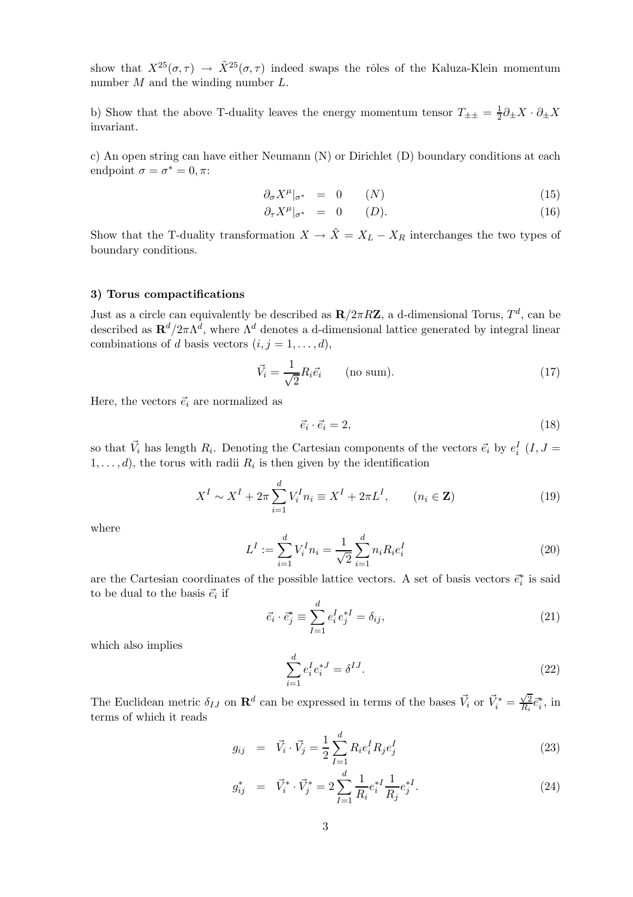show that $X^{25}(\sigma, \tau) \rightarrow \tilde{X}^{25}(\sigma, \tau)$ indeed swaps the rôles of the Kaluza-Klein momentum number $M$ and the winding number $L$.

b) Show that the above T-duality leaves the energy momentum tensor $T_{\pm\pm} = \frac{1}{2}\partial_{\pm}X \cdot \partial_{\pm}X$ invariant.

c) An open string can have either Neumann (N) or Dirichlet (D) boundary conditions at each endpoint $\sigma = \sigma^* = 0, \pi$:

$$
\begin{aligned}
\partial_\sigma X^\mu|_{\sigma^*} &= 0 \qquad (N) &(15)\\
\partial_\tau X^\mu|_{\sigma^*} &= 0 \qquad (D). &(16)
\end{aligned}
$$

Show that the T-duality transformation $X \rightarrow \tilde{X} = X_L - X_R$ interchanges the two types of boundary conditions.

### 3) Torus compactifications

Just as a circle can equivalently be described as $\mathbf{R}/2\pi R\mathbf{Z}$, a d-dimensional Torus, $T^d$, can be described as $\mathbf{R}^d/2\pi\Lambda^d$, where $\Lambda^d$ denotes a d-dimensional lattice generated by integral linear combinations of $d$ basis vectors $(i, j = 1, \ldots, d)$,

$$
\vec{V}_i = \frac{1}{\sqrt{2}}R_i\vec{e}_i \qquad \text{(no sum)}. \tag{17}
$$

Here, the vectors $\vec{e}_i$ are normalized as

$$
\vec{e}_i \cdot \vec{e}_i = 2, \tag{18}
$$

so that $\vec{V}_i$ has length $R_i$. Denoting the Cartesian components of the vectors $\vec{e}_i$ by $e_i^I$ $(I, J = 1, \ldots, d)$, the torus with radii $R_i$ is then given by the identification

$$
X^I \sim X^I + 2\pi\sum_{i=1}^{d} V_i^I n_i \equiv X^I + 2\pi L^I, \qquad (n_i \in \mathbf{Z}) \tag{19}
$$

where

$$
L^I := \sum_{i=1}^{d} V_i^I n_i = \frac{1}{\sqrt{2}}\sum_{i=1}^{d} n_i R_i e_i^I \tag{20}
$$

are the Cartesian coordinates of the possible lattice vectors. A set of basis vectors $\vec{e}_i^*$ is said to be dual to the basis $\vec{e}_i$ if

$$
\vec{e}_i \cdot \vec{e}_j^* \equiv \sum_{I=1}^{d} e_i^I e_j^{*I} = \delta_{ij}, \tag{21}
$$

which also implies

$$
\sum_{i=1}^{d} e_i^I e_i^{*J} = \delta^{IJ}. \tag{22}
$$

The Euclidean metric $\delta_{IJ}$ on $\mathbf{R}^d$ can be expressed in terms of the bases $\vec{V}_i$ or $\vec{V}_i^* = \frac{\sqrt{2}}{R_i}\vec{e}_i^*$, in terms of which it reads

$$
\begin{aligned}
g_{ij} &= \vec{V}_i \cdot \vec{V}_j = \frac{1}{2}\sum_{I=1}^{d} R_i e_i^I R_j e_j^I &(23)\\
g_{ij}^* &= \vec{V}_i^* \cdot \vec{V}_j^* = 2\sum_{I=1}^{d} \frac{1}{R_i}e_i^{*I}\frac{1}{R_j}e_j^{*I}. &(24)
\end{aligned}
$$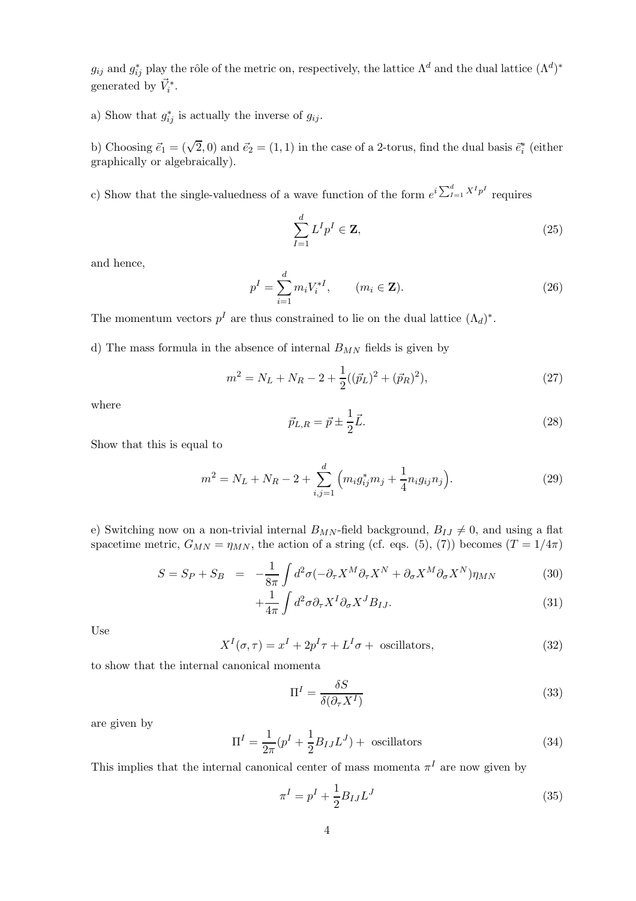$g_{ij}$ and $g^*_{ij}$ play the rôle of the metric on, respectively, the lattice $\Lambda^d$ and the dual lattice $(\Lambda^d)^*$ generated by $\vec{V}^*_i$.

a) Show that $g^*_{ij}$ is actually the inverse of $g_{ij}$.

b) Choosing $\vec{e}_1 = (\sqrt{2}, 0)$ and $\vec{e}_2 = (1, 1)$ in the case of a 2-torus, find the dual basis $\vec{e}^*_i$ (either graphically or algebraically).

c) Show that the single-valuedness of a wave function of the form $e^{i\sum_{I=1}^{d} X^I p^I}$ requires

$$\sum_{I=1}^{d} L^I p^I \in \mathbf{Z}, \tag{25}$$

and hence,

$$p^I = \sum_{i=1}^{d} m_i V_i^{*I}, \qquad (m_i \in \mathbf{Z}). \tag{26}$$

The momentum vectors $p^I$ are thus constrained to lie on the dual lattice $(\Lambda_d)^*$.

d) The mass formula in the absence of internal $B_{MN}$ fields is given by

$$m^2 = N_L + N_R - 2 + \frac{1}{2}((\vec{p}_L)^2 + (\vec{p}_R)^2), \tag{27}$$

where

$$\vec{p}_{L,R} = \vec{p} \pm \frac{1}{2}\vec{L}. \tag{28}$$

Show that this is equal to

$$m^2 = N_L + N_R - 2 + \sum_{i,j=1}^{d} \Big( m_i g^*_{ij} m_j + \frac{1}{4} n_i g_{ij} n_j \Big). \tag{29}$$

e) Switching now on a non-trivial internal $B_{MN}$-field background, $B_{IJ} \neq 0$, and using a flat spacetime metric, $G_{MN} = \eta_{MN}$, the action of a string (cf. eqs. (5), (7)) becomes ($T = 1/4\pi$)

$$S = S_P + S_B = -\frac{1}{8\pi} \int d^2\sigma (-\partial_\tau X^M \partial_\tau X^N + \partial_\sigma X^M \partial_\sigma X^N) \eta_{MN} \tag{30}$$

$$+ \frac{1}{4\pi} \int d^2\sigma \partial_\tau X^I \partial_\sigma X^J B_{IJ}. \tag{31}$$

Use

$$X^I(\sigma, \tau) = x^I + 2p^I \tau + L^I \sigma + \text{ oscillators}, \tag{32}$$

to show that the internal canonical momenta

$$\Pi^I = \frac{\delta S}{\delta(\partial_\tau X^I)} \tag{33}$$

are given by

$$\Pi^I = \frac{1}{2\pi}(p^I + \frac{1}{2} B_{IJ} L^J) + \text{ oscillators} \tag{34}$$

This implies that the internal canonical center of mass momenta $\pi^I$ are now given by

$$\pi^I = p^I + \frac{1}{2} B_{IJ} L^J \tag{35}$$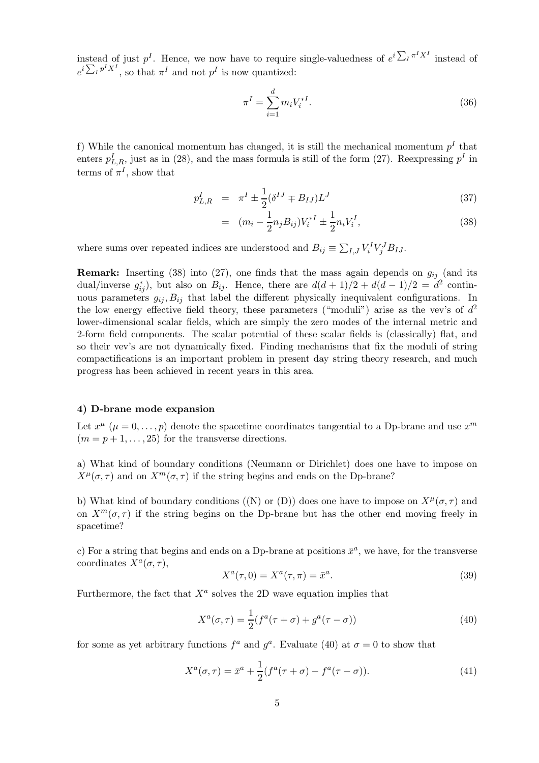instead of just $p^I$. Hence, we now have to require single-valuedness of $e^{i\sum_I \pi^I X^I}$ instead of $e^{i\sum_I p^I X^I}$, so that $\pi^I$ and not $p^I$ is now quantized:

$$\pi^I = \sum_{i=1}^{d} m_i V_i^{*I}. \tag{36}$$

f) While the canonical momentum has changed, it is still the mechanical momentum $p^I$ that enters $p^I_{L,R}$, just as in (28), and the mass formula is still of the form (27). Reexpressing $p^I$ in terms of $\pi^I$, show that

$$\begin{aligned} p^I_{L,R} &= \pi^I \pm \frac{1}{2}(\delta^{IJ} \mp B_{IJ})L^J & (37) \\ &= (m_i - \frac{1}{2}n_j B_{ij})V_i^{*I} \pm \frac{1}{2}n_i V_i^I, & (38) \end{aligned}$$

where sums over repeated indices are understood and $B_{ij} \equiv \sum_{I,J} V_i^I V_j^J B_{IJ}$.

**Remark:** Inserting (38) into (27), one finds that the mass again depends on $g_{ij}$ (and its dual/inverse $g^*_{ij}$), but also on $B_{ij}$. Hence, there are $d(d+1)/2 + d(d-1)/2 = d^2$ continuous parameters $g_{ij}, B_{ij}$ that label the different physically inequivalent configurations. In the low energy effective field theory, these parameters ("moduli") arise as the vev's of $d^2$ lower-dimensional scalar fields, which are simply the zero modes of the internal metric and 2-form field components. The scalar potential of these scalar fields is (classically) flat, and so their vev's are not dynamically fixed. Finding mechanisms that fix the moduli of string compactifications is an important problem in present day string theory research, and much progress has been achieved in recent years in this area.

#### 4) D-brane mode expansion

Let $x^\mu$ ($\mu = 0, \ldots, p$) denote the spacetime coordinates tangential to a Dp-brane and use $x^m$ ($m = p+1, \ldots, 25$) for the transverse directions.

a) What kind of boundary conditions (Neumann or Dirichlet) does one have to impose on $X^\mu(\sigma, \tau)$ and on $X^m(\sigma, \tau)$ if the string begins and ends on the Dp-brane?

b) What kind of boundary conditions ((N) or (D)) does one have to impose on $X^\mu(\sigma, \tau)$ and on $X^m(\sigma, \tau)$ if the string begins on the Dp-brane but has the other end moving freely in spacetime?

c) For a string that begins and ends on a Dp-brane at positions $\bar{x}^a$, we have, for the transverse coordinates $X^a(\sigma, \tau)$,

$$X^a(\tau, 0) = X^a(\tau, \pi) = \bar{x}^a. \tag{39}$$

Furthermore, the fact that $X^a$ solves the 2D wave equation implies that

$$X^a(\sigma, \tau) = \frac{1}{2}(f^a(\tau + \sigma) + g^a(\tau - \sigma)) \tag{40}$$

for some as yet arbitrary functions $f^a$ and $g^a$. Evaluate (40) at $\sigma = 0$ to show that

$$X^a(\sigma, \tau) = \bar{x}^a + \frac{1}{2}(f^a(\tau + \sigma) - f^a(\tau - \sigma)). \tag{41}$$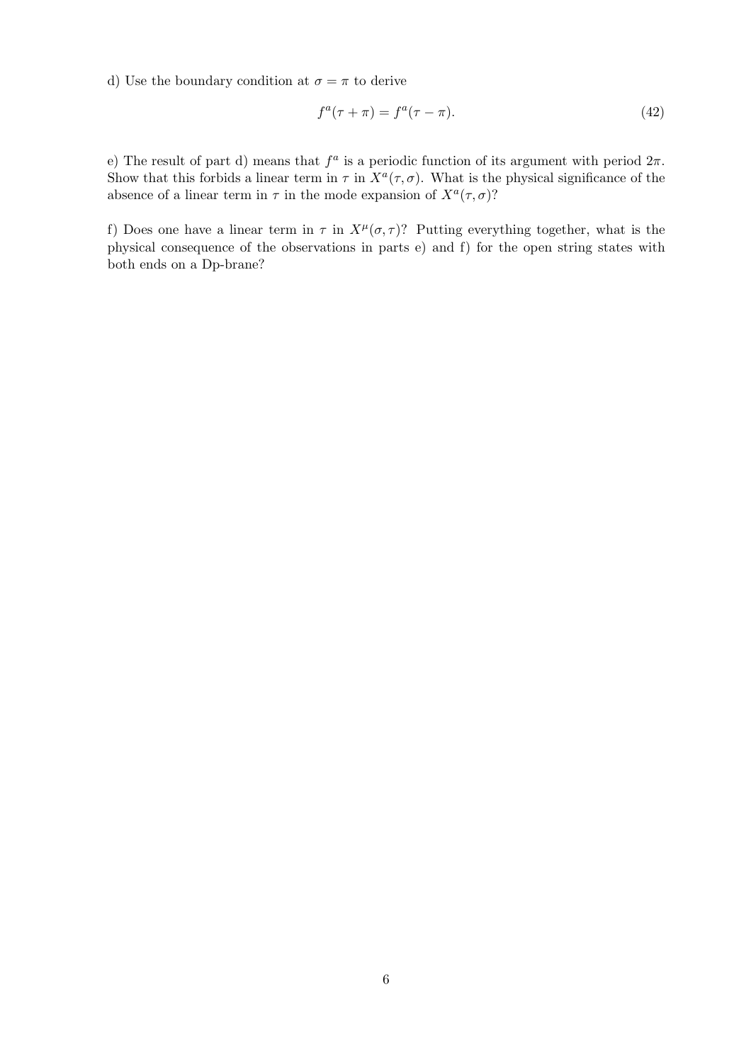d) Use the boundary condition at $\sigma = \pi$ to derive

$$f^a(\tau + \pi) = f^a(\tau - \pi). \tag{42}$$

e) The result of part d) means that $f^a$ is a periodic function of its argument with period $2\pi$. Show that this forbids a linear term in $\tau$ in $X^a(\tau, \sigma)$. What is the physical significance of the absence of a linear term in $\tau$ in the mode expansion of $X^a(\tau, \sigma)$?

f) Does one have a linear term in $\tau$ in $X^\mu(\sigma, \tau)$? Putting everything together, what is the physical consequence of the observations in parts e) and f) for the open string states with both ends on a Dp-brane?